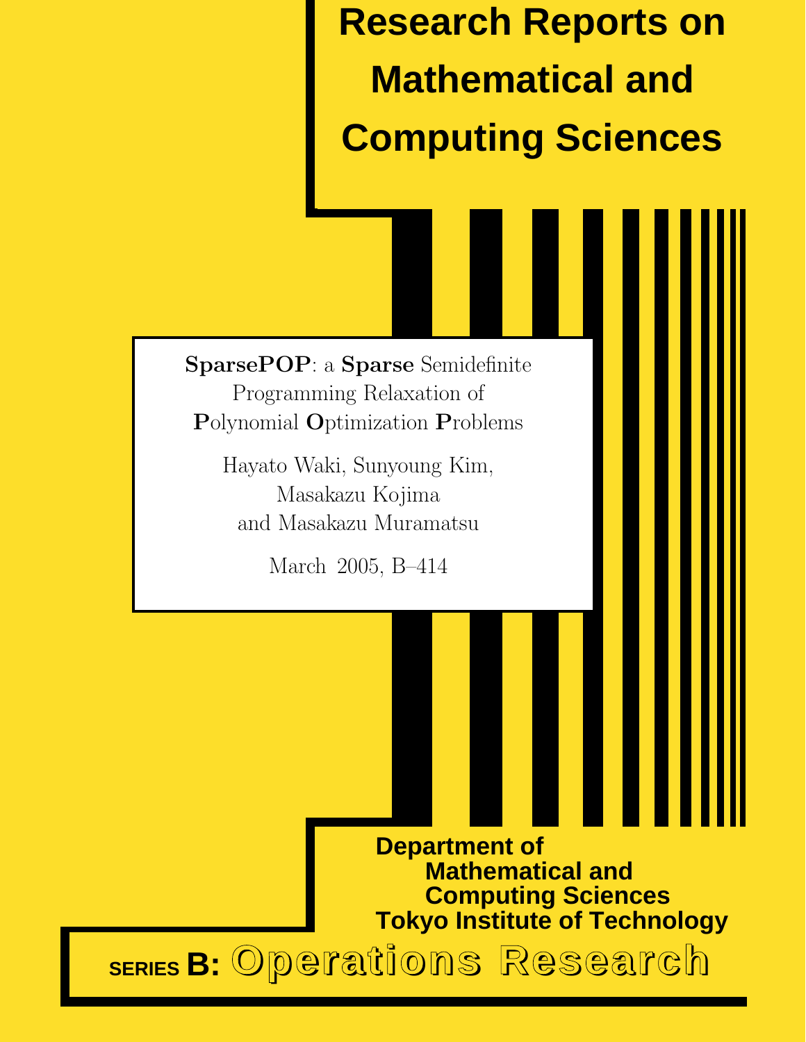# Research Reports on Mathematical and Computing Sciences

**SparsePOP**: a **Sparse** Semidefinite Programming Relaxation of **P**olynomial **O**ptimization **P**roblems

Hayato Waki, Sunyoung Kim, Masakazu Kojima and Masakazu Muramatsu

March 2005, B–414

**Department of Mathematical and Computing Sciences**
**Tokyo Institute of Technology**

**SERIES B: Operations Research**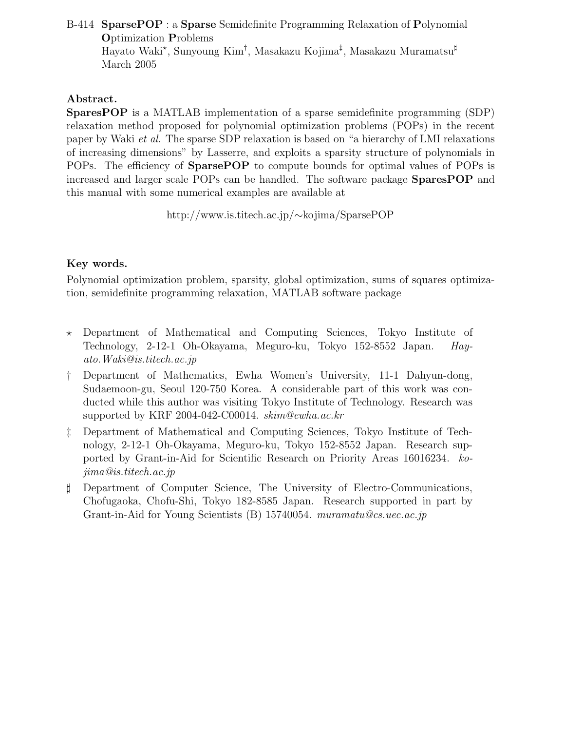B-414 **SparsePOP** : a **Sparse** Semidefinite Programming Relaxation of **P**olynomial **O**ptimization **P**roblems

Hayato Waki[⋆], Sunyoung Kim[†], Masakazu Kojima[‡], Masakazu Muramatsu[♯]

March 2005

## Abstract.

**SparesPOP** is a MATLAB implementation of a sparse semidefinite programming (SDP) relaxation method proposed for polynomial optimization problems (POPs) in the recent paper by Waki *et al*. The sparse SDP relaxation is based on "a hierarchy of LMI relaxations of increasing dimensions" by Lasserre, and exploits a sparsity structure of polynomials in POPs. The efficiency of **SparsePOP** to compute bounds for optimal values of POPs is increased and larger scale POPs can be handled. The software package **SparesPOP** and this manual with some numerical examples are available at

http://www.is.titech.ac.jp/∼kojima/SparsePOP

## Key words.

Polynomial optimization problem, sparsity, global optimization, sums of squares optimization, semidefinite programming relaxation, MATLAB software package

- ⋆ Department of Mathematical and Computing Sciences, Tokyo Institute of Technology, 2-12-1 Oh-Okayama, Meguro-ku, Tokyo 152-8552 Japan. *Hayato.Waki@is.titech.ac.jp*
- † Department of Mathematics, Ewha Women's University, 11-1 Dahyun-dong, Sudaemoon-gu, Seoul 120-750 Korea. A considerable part of this work was conducted while this author was visiting Tokyo Institute of Technology. Research was supported by KRF 2004-042-C00014. *skim@ewha.ac.kr*
- ‡ Department of Mathematical and Computing Sciences, Tokyo Institute of Technology, 2-12-1 Oh-Okayama, Meguro-ku, Tokyo 152-8552 Japan. Research supported by Grant-in-Aid for Scientific Research on Priority Areas 16016234. *kojima@is.titech.ac.jp*
- ♯ Department of Computer Science, The University of Electro-Communications, Chofugaoka, Chofu-Shi, Tokyo 182-8585 Japan. Research supported in part by Grant-in-Aid for Young Scientists (B) 15740054. *muramatu@cs.uec.ac.jp*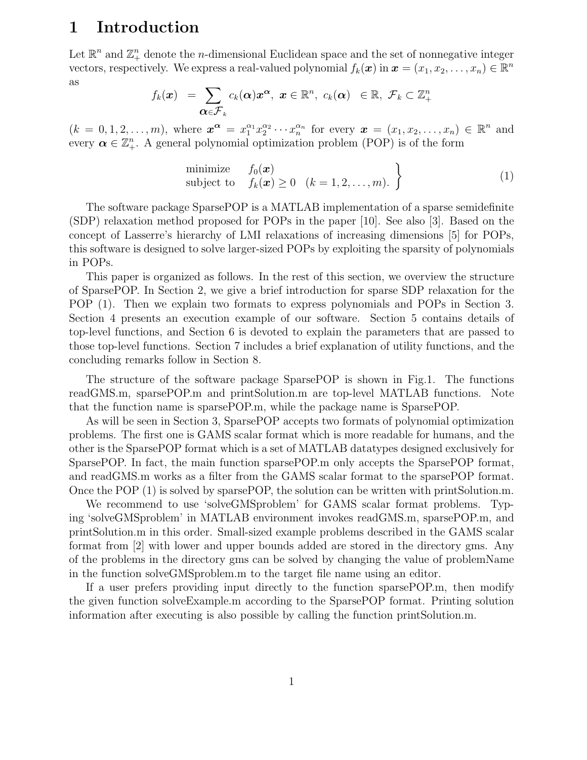# 1 Introduction

Let $\mathbb{R}^n$ and $\mathbb{Z}^n_+$ denote the $n$-dimensional Euclidean space and the set of nonnegative integer vectors, respectively. We express a real-valued polynomial $f_k(\boldsymbol{x})$ in $\boldsymbol{x} = (x_1, x_2, \ldots, x_n) \in \mathbb{R}^n$ as

$$f_k(\boldsymbol{x}) \;=\; \sum_{\boldsymbol{\alpha} \in \mathcal{F}_k} c_k(\boldsymbol{\alpha})\boldsymbol{x}^{\boldsymbol{\alpha}},\ \boldsymbol{x} \in \mathbb{R}^n,\ c_k(\boldsymbol{\alpha}) \;\in \mathbb{R},\ \mathcal{F}_k \subset \mathbb{Z}^n_+$$

$(k = 0, 1, 2, \ldots, m)$, where $\boldsymbol{x}^{\boldsymbol{\alpha}} = x_1^{\alpha_1} x_2^{\alpha_2} \cdots x_n^{\alpha_n}$ for every $\boldsymbol{x} = (x_1, x_2, \ldots, x_n) \in \mathbb{R}^n$ and every $\boldsymbol{\alpha} \in \mathbb{Z}^n_+$. A general polynomial optimization problem (POP) is of the form

$$\left.\begin{array}{ll} \text{minimize} & f_0(\boldsymbol{x}) \\ \text{subject to} & f_k(\boldsymbol{x}) \geq 0 \quad (k = 1, 2, \ldots, m). \end{array}\right\} \tag{1}$$

The software package SparsePOP is a MATLAB implementation of a sparse semidefinite (SDP) relaxation method proposed for POPs in the paper [10]. See also [3]. Based on the concept of Lasserre's hierarchy of LMI relaxations of increasing dimensions [5] for POPs, this software is designed to solve larger-sized POPs by exploiting the sparsity of polynomials in POPs.

This paper is organized as follows. In the rest of this section, we overview the structure of SparsePOP. In Section 2, we give a brief introduction for sparse SDP relaxation for the POP (1). Then we explain two formats to express polynomials and POPs in Section 3. Section 4 presents an execution example of our software. Section 5 contains details of top-level functions, and Section 6 is devoted to explain the parameters that are passed to those top-level functions. Section 7 includes a brief explanation of utility functions, and the concluding remarks follow in Section 8.

The structure of the software package SparsePOP is shown in Fig.1. The functions readGMS.m, sparsePOP.m and printSolution.m are top-level MATLAB functions. Note that the function name is sparsePOP.m, while the package name is SparsePOP.

As will be seen in Section 3, SparsePOP accepts two formats of polynomial optimization problems. The first one is GAMS scalar format which is more readable for humans, and the other is the SparsePOP format which is a set of MATLAB datatypes designed exclusively for SparsePOP. In fact, the main function sparsePOP.m only accepts the SparsePOP format, and readGMS.m works as a filter from the GAMS scalar format to the sparsePOP format. Once the POP (1) is solved by sparsePOP, the solution can be written with printSolution.m.

We recommend to use 'solveGMSproblem' for GAMS scalar format problems. Typing 'solveGMSproblem' in MATLAB environment invokes readGMS.m, sparsePOP.m, and printSolution.m in this order. Small-sized example problems described in the GAMS scalar format from [2] with lower and upper bounds added are stored in the directory gms. Any of the problems in the directory gms can be solved by changing the value of problemName in the function solveGMSproblem.m to the target file name using an editor.

If a user prefers providing input directly to the function sparsePOP.m, then modify the given function solveExample.m according to the SparsePOP format. Printing solution information after executing is also possible by calling the function printSolution.m.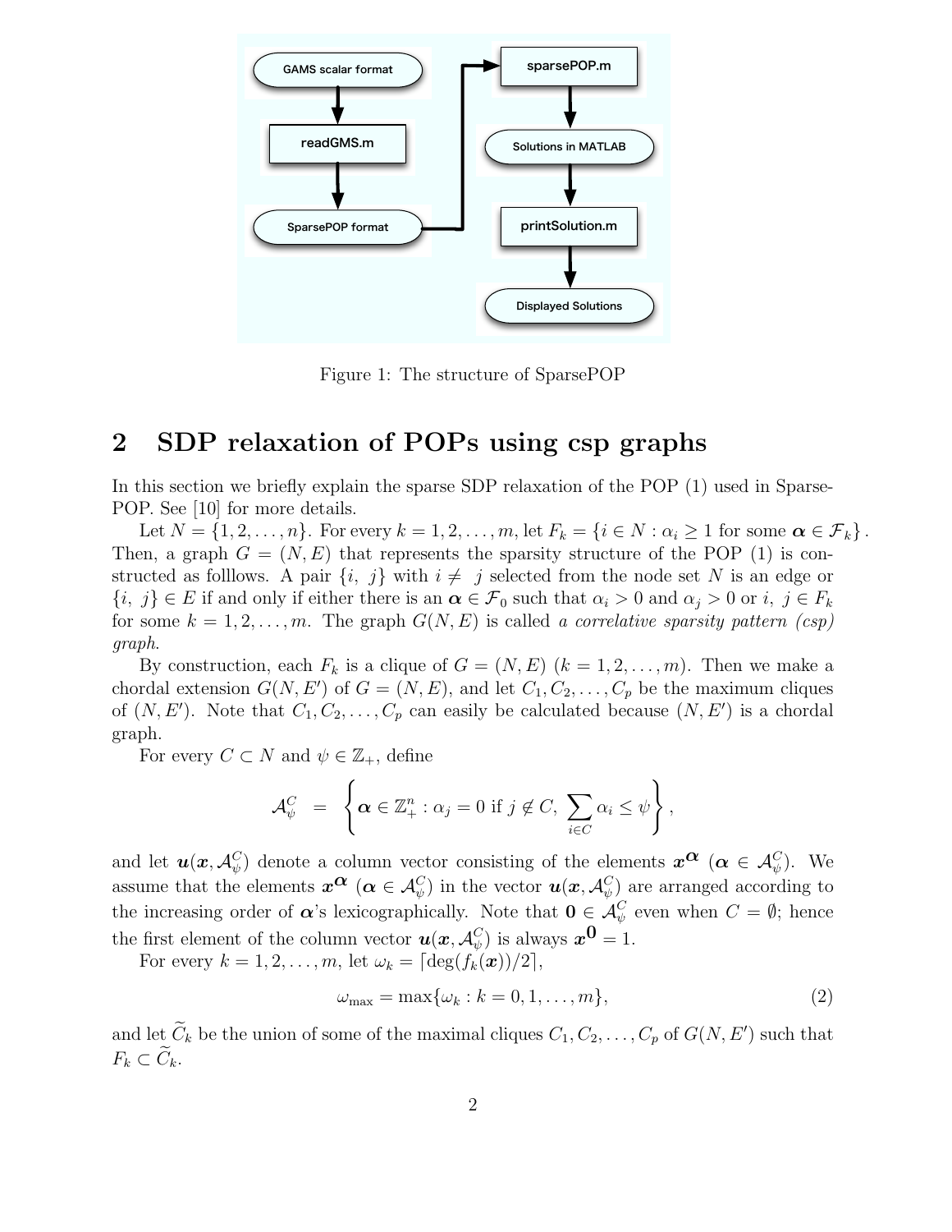Figure 1: The structure of SparsePOP

## 2 SDP relaxation of POPs using csp graphs

In this section we briefly explain the sparse SDP relaxation of the POP (1) used in SparsePOP. See [10] for more details.

Let $N = \{1, 2, \ldots, n\}$. For every $k = 1, 2, \ldots, m$, let $F_k = \{i \in N : \alpha_i \geq 1 \text{ for some } \boldsymbol{\alpha} \in \mathcal{F}_k\}$. Then, a graph $G = (N, E)$ that represents the sparsity structure of the POP (1) is constructed as folllows. A pair $\{i,\ j\}$ with $i \neq\ j$ selected from the node set $N$ is an edge or $\{i,\ j\} \in E$ if and only if either there is an $\boldsymbol{\alpha} \in \mathcal{F}_0$ such that $\alpha_i > 0$ and $\alpha_j > 0$ or $i,\ j \in F_k$ for some $k = 1, 2, \ldots, m$. The graph $G(N, E)$ is called *a correlative sparsity pattern (csp) graph*.

By construction, each $F_k$ is a clique of $G = (N, E)$ $(k = 1, 2, \ldots, m)$. Then we make a chordal extension $G(N, E')$ of $G = (N, E)$, and let $C_1, C_2, \ldots, C_p$ be the maximum cliques of $(N, E')$. Note that $C_1, C_2, \ldots, C_p$ can easily be calculated because $(N, E')$ is a chordal graph.

For every $C \subset N$ and $\psi \in \mathbb{Z}_+$, define

$$\mathcal{A}^C_\psi \;\; = \;\; \left\{ \boldsymbol{\alpha} \in \mathbb{Z}^n_+ : \alpha_j = 0 \text{ if } j \notin C,\ \sum_{i \in C} \alpha_i \leq \psi \right\},$$

and let $\boldsymbol{u}(\boldsymbol{x}, \mathcal{A}^C_\psi)$ denote a column vector consisting of the elements $\boldsymbol{x}^{\boldsymbol{\alpha}}$ $(\boldsymbol{\alpha} \in \mathcal{A}^C_\psi)$. We assume that the elements $\boldsymbol{x}^{\boldsymbol{\alpha}}$ $(\boldsymbol{\alpha} \in \mathcal{A}^C_\psi)$ in the vector $\boldsymbol{u}(\boldsymbol{x}, \mathcal{A}^C_\psi)$ are arranged according to the increasing order of $\boldsymbol{\alpha}$'s lexicographically. Note that $\boldsymbol{0} \in \mathcal{A}^C_\psi$ even when $C = \emptyset$; hence the first element of the column vector $\boldsymbol{u}(\boldsymbol{x}, \mathcal{A}^C_\psi)$ is always $\boldsymbol{x}^{\boldsymbol{0}} = 1$.

For every $k = 1, 2, \ldots, m$, let $\omega_k = \lceil \deg(f_k(\boldsymbol{x}))/2 \rceil$,

$$\omega_{\max} = \max\{\omega_k : k = 0, 1, \ldots, m\}, \tag{2}$$

and let $\widetilde{C}_k$ be the union of some of the maximal cliques $C_1, C_2, \ldots, C_p$ of $G(N, E')$ such that $F_k \subset \widetilde{C}_k$.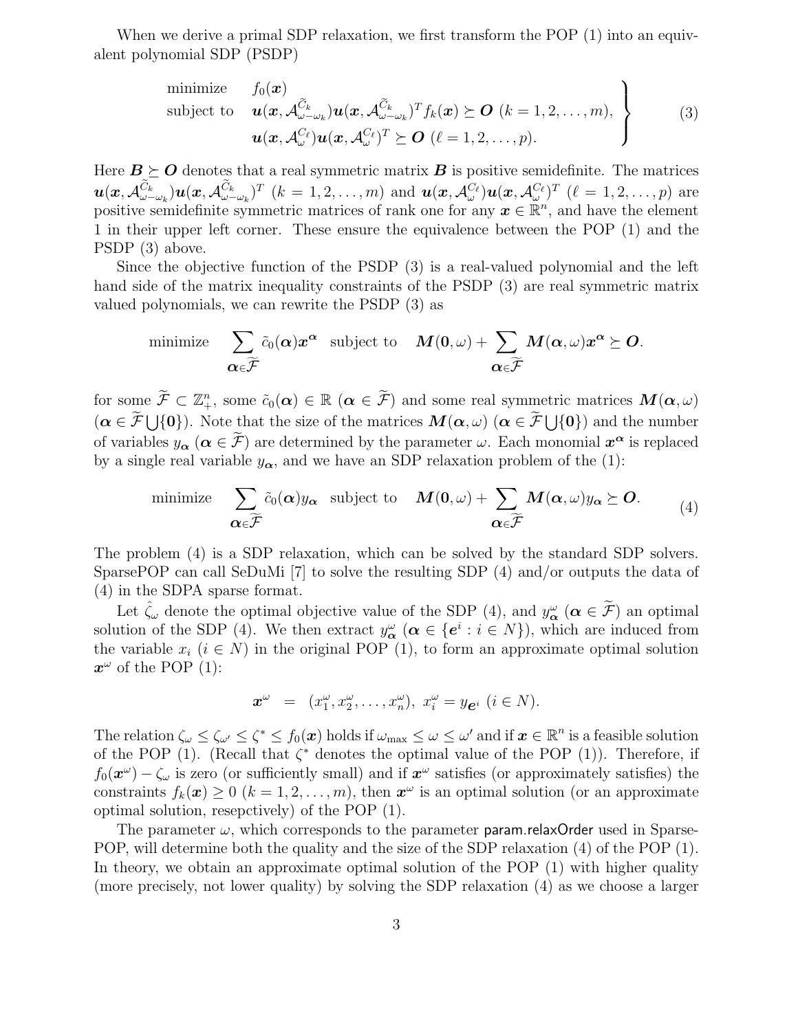When we derive a primal SDP relaxation, we first transform the POP (1) into an equivalent polynomial SDP (PSDP)

$$
\left.\begin{array}{ll}
\text{minimize} & f_0(\boldsymbol{x}) \\
\text{subject to} & \boldsymbol{u}(\boldsymbol{x}, \mathcal{A}^{\widetilde{C}_k}_{\omega-\omega_k})\boldsymbol{u}(\boldsymbol{x}, \mathcal{A}^{\widetilde{C}_k}_{\omega-\omega_k})^T f_k(\boldsymbol{x}) \succeq \boldsymbol{O} \ (k = 1, 2, \ldots, m), \\
& \boldsymbol{u}(\boldsymbol{x}, \mathcal{A}^{C_\ell}_{\omega})\boldsymbol{u}(\boldsymbol{x}, \mathcal{A}^{C_\ell}_{\omega})^T \succeq \boldsymbol{O} \ (\ell = 1, 2, \ldots, p).
\end{array}\right\} \tag{3}
$$

Here $\boldsymbol{B} \succeq \boldsymbol{O}$ denotes that a real symmetric matrix $\boldsymbol{B}$ is positive semidefinite. The matrices $\boldsymbol{u}(\boldsymbol{x}, \mathcal{A}^{\widetilde{C}_k}_{\omega-\omega_k})\boldsymbol{u}(\boldsymbol{x}, \mathcal{A}^{\widetilde{C}_k}_{\omega-\omega_k})^T$ $(k = 1, 2, \ldots, m)$ and $\boldsymbol{u}(\boldsymbol{x}, \mathcal{A}^{C_\ell}_{\omega})\boldsymbol{u}(\boldsymbol{x}, \mathcal{A}^{C_\ell}_{\omega})^T$ $(\ell = 1, 2, \ldots, p)$ are positive semidefinite symmetric matrices of rank one for any $\boldsymbol{x} \in \mathbb{R}^n$, and have the element 1 in their upper left corner. These ensure the equivalence between the POP (1) and the PSDP (3) above.

Since the objective function of the PSDP (3) is a real-valued polynomial and the left hand side of the matrix inequality constraints of the PSDP (3) are real symmetric matrix valued polynomials, we can rewrite the PSDP (3) as

$$
\text{minimize} \quad \sum_{\boldsymbol{\alpha} \in \widetilde{\mathcal{F}}} \tilde{c}_0(\boldsymbol{\alpha})\boldsymbol{x}^{\boldsymbol{\alpha}} \quad \text{subject to} \quad \boldsymbol{M}(\boldsymbol{0}, \omega) + \sum_{\boldsymbol{\alpha} \in \widetilde{\mathcal{F}}} \boldsymbol{M}(\boldsymbol{\alpha}, \omega)\boldsymbol{x}^{\boldsymbol{\alpha}} \succeq \boldsymbol{O}.
$$

for some $\widetilde{\mathcal{F}} \subset \mathbb{Z}^n_+$, some $\tilde{c}_0(\boldsymbol{\alpha}) \in \mathbb{R}$ $(\boldsymbol{\alpha} \in \widetilde{\mathcal{F}})$ and some real symmetric matrices $\boldsymbol{M}(\boldsymbol{\alpha}, \omega)$ $(\boldsymbol{\alpha} \in \widetilde{\mathcal{F}} \bigcup \{\boldsymbol{0}\})$. Note that the size of the matrices $\boldsymbol{M}(\boldsymbol{\alpha}, \omega)$ $(\boldsymbol{\alpha} \in \widetilde{\mathcal{F}} \bigcup \{\boldsymbol{0}\})$ and the number of variables $y_{\boldsymbol{\alpha}}$ $(\boldsymbol{\alpha} \in \widetilde{\mathcal{F}})$ are determined by the parameter $\omega$. Each monomial $\boldsymbol{x}^{\boldsymbol{\alpha}}$ is replaced by a single real variable $y_{\boldsymbol{\alpha}}$, and we have an SDP relaxation problem of the (1):

$$
\text{minimize} \quad \sum_{\boldsymbol{\alpha} \in \widetilde{\mathcal{F}}} \tilde{c}_0(\boldsymbol{\alpha})y_{\boldsymbol{\alpha}} \quad \text{subject to} \quad \boldsymbol{M}(\boldsymbol{0}, \omega) + \sum_{\boldsymbol{\alpha} \in \widetilde{\mathcal{F}}} \boldsymbol{M}(\boldsymbol{\alpha}, \omega)y_{\boldsymbol{\alpha}} \succeq \boldsymbol{O}. \tag{4}
$$

The problem (4) is a SDP relaxation, which can be solved by the standard SDP solvers. SparsePOP can call SeDuMi [7] to solve the resulting SDP (4) and/or outputs the data of (4) in the SDPA sparse format.

Let $\hat{\zeta}_\omega$ denote the optimal objective value of the SDP (4), and $y^\omega_{\boldsymbol{\alpha}}$ $(\boldsymbol{\alpha} \in \widetilde{\mathcal{F}})$ an optimal solution of the SDP (4). We then extract $y^\omega_{\boldsymbol{\alpha}}$ $(\boldsymbol{\alpha} \in \{\boldsymbol{e}^i : i \in N\})$, which are induced from the variable $x_i$ $(i \in N)$ in the original POP (1), to form an approximate optimal solution $\boldsymbol{x}^\omega$ of the POP (1):

$$
\boldsymbol{x}^\omega \ = \ (x^\omega_1, x^\omega_2, \ldots, x^\omega_n), \ x^\omega_i = y_{\boldsymbol{e}^i} \ (i \in N).
$$

The relation $\zeta_\omega \leq \zeta_{\omega'} \leq \zeta^* \leq f_0(\boldsymbol{x})$ holds if $\omega_{\max} \leq \omega \leq \omega'$ and if $\boldsymbol{x} \in \mathbb{R}^n$ is a feasible solution of the POP (1). (Recall that $\zeta^*$ denotes the optimal value of the POP (1)). Therefore, if $f_0(\boldsymbol{x}^\omega) - \zeta_\omega$ is zero (or sufficiently small) and if $\boldsymbol{x}^\omega$ satisfies (or approximately satisfies) the constraints $f_k(\boldsymbol{x}) \geq 0$ $(k = 1, 2, \ldots, m)$, then $\boldsymbol{x}^\omega$ is an optimal solution (or an approximate optimal solution, resepctively) of the POP (1).

The parameter $\omega$, which corresponds to the parameter param.relaxOrder used in SparsePOP, will determine both the quality and the size of the SDP relaxation (4) of the POP (1). In theory, we obtain an approximate optimal solution of the POP (1) with higher quality (more precisely, not lower quality) by solving the SDP relaxation (4) as we choose a larger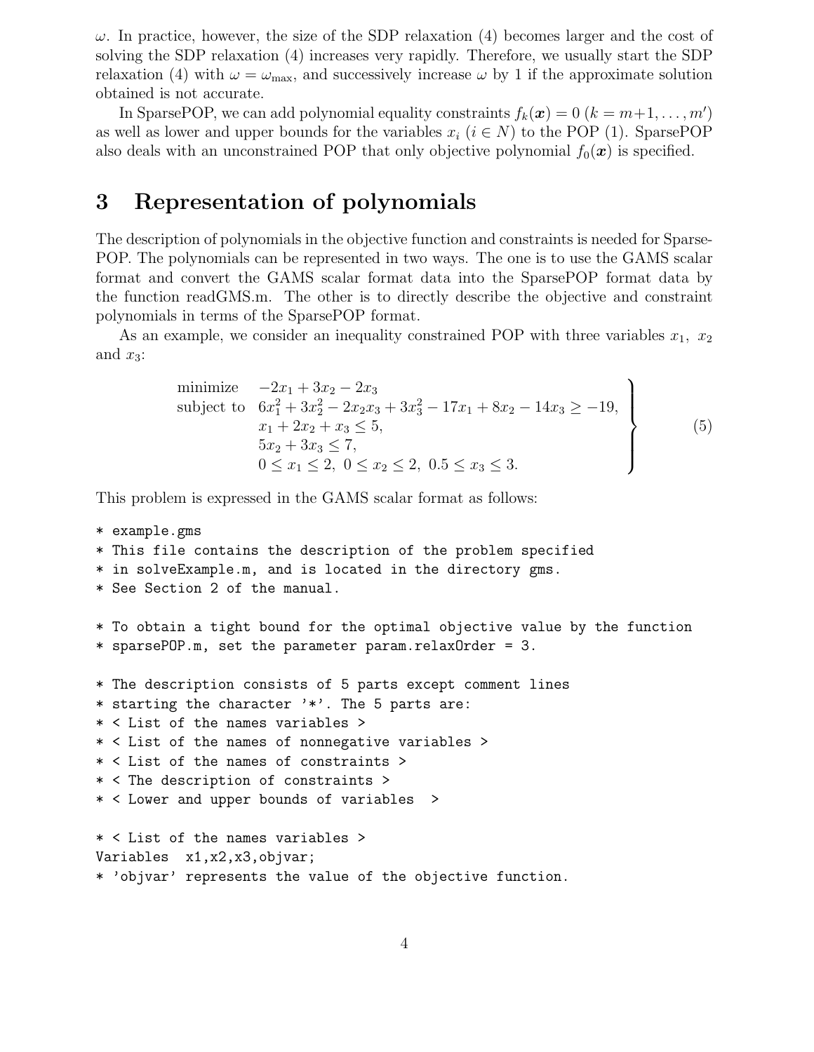$\omega$. In practice, however, the size of the SDP relaxation (4) becomes larger and the cost of solving the SDP relaxation (4) increases very rapidly. Therefore, we usually start the SDP relaxation (4) with $\omega = \omega_{\max}$, and successively increase $\omega$ by 1 if the approximate solution obtained is not accurate.

In SparsePOP, we can add polynomial equality constraints $f_k(\boldsymbol{x}) = 0$ $(k = m+1, \ldots, m')$ as well as lower and upper bounds for the variables $x_i$ $(i \in N)$ to the POP (1). SparsePOP also deals with an unconstrained POP that only objective polynomial $f_0(\boldsymbol{x})$ is specified.

# 3 Representation of polynomials

The description of polynomials in the objective function and constraints is needed for SparsePOP. The polynomials can be represented in two ways. The one is to use the GAMS scalar format and convert the GAMS scalar format data into the SparsePOP format data by the function readGMS.m. The other is to directly describe the objective and constraint polynomials in terms of the SparsePOP format.

As an example, we consider an inequality constrained POP with three variables $x_1$, $x_2$ and $x_3$:

$$
\left.
\begin{array}{ll}
\text{minimize} & -2x_1 + 3x_2 - 2x_3 \\
\text{subject to} & 6x_1^2 + 3x_2^2 - 2x_2x_3 + 3x_3^2 - 17x_1 + 8x_2 - 14x_3 \geq -19, \\
 & x_1 + 2x_2 + x_3 \leq 5, \\
 & 5x_2 + 3x_3 \leq 7, \\
 & 0 \leq x_1 \leq 2, \ 0 \leq x_2 \leq 2, \ 0.5 \leq x_3 \leq 3.
\end{array}
\right\} \qquad (5)
$$

This problem is expressed in the GAMS scalar format as follows:

```
* example.gms
* This file contains the description of the problem specified
* in solveExample.m, and is located in the directory gms.
* See Section 2 of the manual.

* To obtain a tight bound for the optimal objective value by the function
* sparsePOP.m, set the parameter param.relaxOrder = 3.

* The description consists of 5 parts except comment lines
* starting the character '*'. The 5 parts are:
* < List of the names variables >
* < List of the names of nonnegative variables >
* < List of the names of constraints >
* < The description of constraints >
* < Lower and upper bounds of variables  >

* < List of the names variables >
Variables  x1,x2,x3,objvar;
* 'objvar' represents the value of the objective function.
```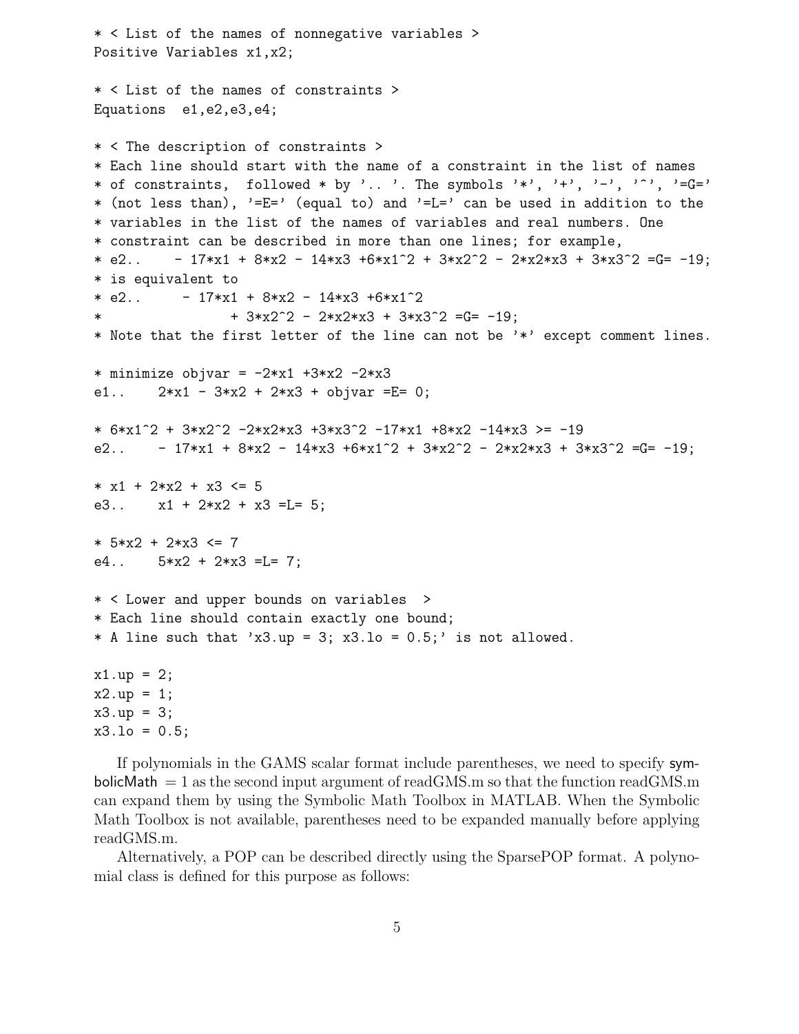```
* < List of the names of nonnegative variables >
Positive Variables x1,x2;

* < List of the names of constraints >
Equations  e1,e2,e3,e4;

* < The description of constraints >
* Each line should start with the name of a constraint in the list of names
* of constraints,  followed * by '.. '. The symbols '*', '+', '-', '^', '=G='
* (not less than), '=E=' (equal to) and '=L=' can be used in addition to the
* variables in the list of the names of variables and real numbers. One
* constraint can be described in more than one lines; for example,
* e2..    - 17*x1 + 8*x2 - 14*x3 +6*x1^2 + 3*x2^2 - 2*x2*x3 + 3*x3^2 =G= -19;
* is equivalent to
* e2..     - 17*x1 + 8*x2 - 14*x3 +6*x1^2
*                + 3*x2^2 - 2*x2*x3 + 3*x3^2 =G= -19;
* Note that the first letter of the line can not be '*' except comment lines.

* minimize objvar = -2*x1 +3*x2 -2*x3
e1..    2*x1 - 3*x2 + 2*x3 + objvar =E= 0;

* 6*x1^2 + 3*x2^2 -2*x2*x3 +3*x3^2 -17*x1 +8*x2 -14*x3 >= -19
e2..    - 17*x1 + 8*x2 - 14*x3 +6*x1^2 + 3*x2^2 - 2*x2*x3 + 3*x3^2 =G= -19;

* x1 + 2*x2 + x3 <= 5
e3..    x1 + 2*x2 + x3 =L= 5;

* 5*x2 + 2*x3 <= 7
e4..    5*x2 + 2*x3 =L= 7;

* < Lower and upper bounds on variables  >
* Each line should contain exactly one bound;
* A line such that 'x3.up = 3; x3.lo = 0.5;' is not allowed.

x1.up = 2;
x2.up = 1;
x3.up = 3;
x3.lo = 0.5;
```

If polynomials in the GAMS scalar format include parentheses, we need to specify symbolicMath $= 1$ as the second input argument of readGMS.m so that the function readGMS.m can expand them by using the Symbolic Math Toolbox in MATLAB. When the Symbolic Math Toolbox is not available, parentheses need to be expanded manually before applying readGMS.m.

Alternatively, a POP can be described directly using the SparsePOP format. A polynomial class is defined for this purpose as follows: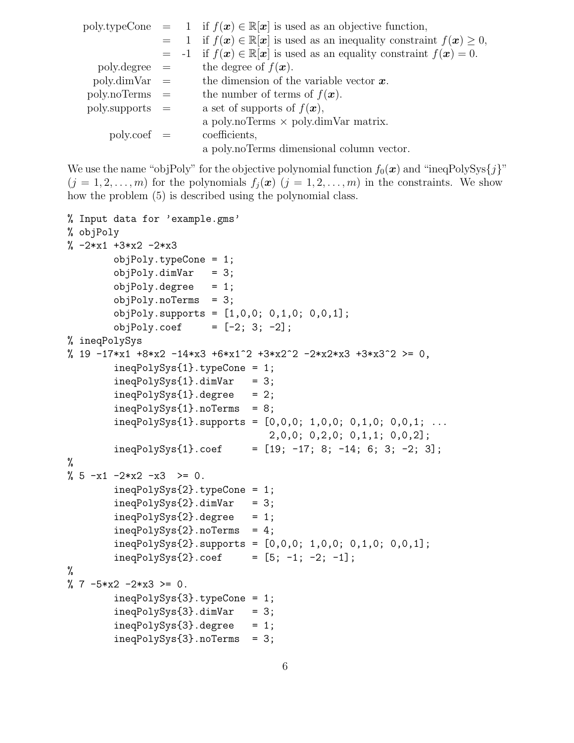| | | |
|---|---|---|
| poly.typeCone | = 1 | if $f(\boldsymbol{x}) \in \mathbb{R}[\boldsymbol{x}]$ is used as an objective function, |
| | = 1 | if $f(\boldsymbol{x}) \in \mathbb{R}[\boldsymbol{x}]$ is used as an inequality constraint $f(\boldsymbol{x}) \geq 0$, |
| | = -1 | if $f(\boldsymbol{x}) \in \mathbb{R}[\boldsymbol{x}]$ is used as an equality constraint $f(\boldsymbol{x}) = 0$. |
| poly.degree | = | the degree of $f(\boldsymbol{x})$. |
| poly.dimVar | = | the dimension of the variable vector $\boldsymbol{x}$. |
| poly.noTerms | = | the number of terms of $f(\boldsymbol{x})$. |
| poly.supports | = | a set of supports of $f(\boldsymbol{x})$, a poly.noTerms × poly.dimVar matrix. |
| poly.coef | = | coefficients, a poly.noTerms dimensional column vector. |

We use the name "objPoly" for the objective polynomial function $f_0(\boldsymbol{x})$ and "ineqPolySys{$j$}" ($j = 1, 2, \ldots, m$) for the polynomials $f_j(\boldsymbol{x})$ ($j = 1, 2, \ldots, m$) in the constraints. We show how the problem (5) is described using the polynomial class.

```
% Input data for 'example.gms'
% objPoly
% -2*x1 +3*x2 -2*x3
        objPoly.typeCone = 1;
        objPoly.dimVar   = 3;
        objPoly.degree   = 1;
        objPoly.noTerms  = 3;
        objPoly.supports = [1,0,0; 0,1,0; 0,0,1];
        objPoly.coef     = [-2; 3; -2];
% ineqPolySys
% 19 -17*x1 +8*x2 -14*x3 +6*x1^2 +3*x2^2 -2*x2*x3 +3*x3^2 >= 0,
        ineqPolySys{1}.typeCone = 1;
        ineqPolySys{1}.dimVar   = 3;
        ineqPolySys{1}.degree   = 2;
        ineqPolySys{1}.noTerms  = 8;
        ineqPolySys{1}.supports = [0,0,0; 1,0,0; 0,1,0; 0,0,1; ...
                                   2,0,0; 0,2,0; 0,1,1; 0,0,2];
        ineqPolySys{1}.coef     = [19; -17; 8; -14; 6; 3; -2; 3];
%
% 5 -x1 -2*x2 -x3  >= 0.
        ineqPolySys{2}.typeCone = 1;
        ineqPolySys{2}.dimVar   = 3;
        ineqPolySys{2}.degree   = 1;
        ineqPolySys{2}.noTerms  = 4;
        ineqPolySys{2}.supports = [0,0,0; 1,0,0; 0,1,0; 0,0,1];
        ineqPolySys{2}.coef     = [5; -1; -2; -1];
%
% 7 -5*x2 -2*x3 >= 0.
        ineqPolySys{3}.typeCone = 1;
        ineqPolySys{3}.dimVar   = 3;
        ineqPolySys{3}.degree   = 1;
        ineqPolySys{3}.noTerms  = 3;
```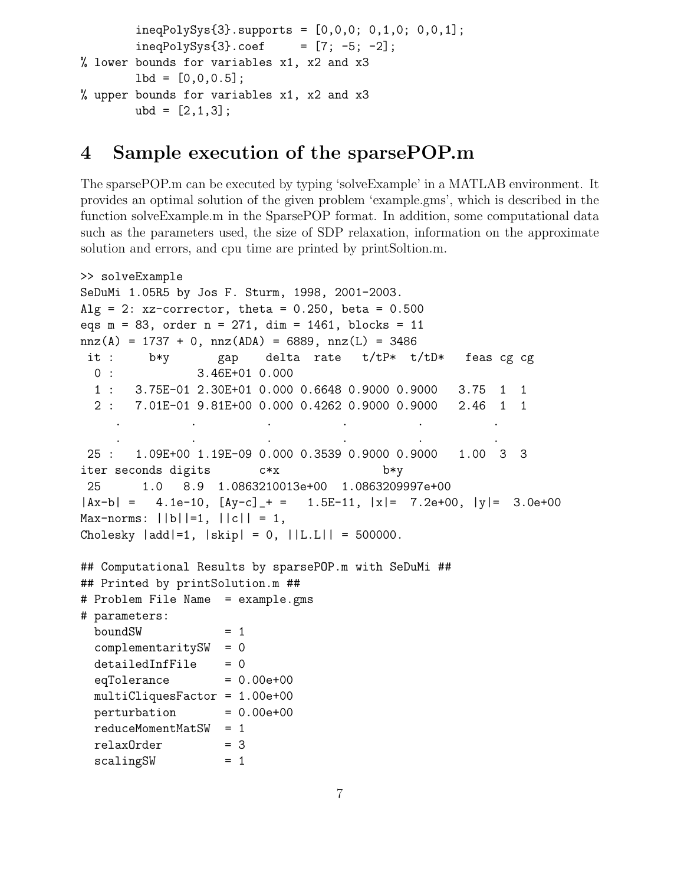```
        ineqPolySys{3}.supports = [0,0,0; 0,1,0; 0,0,1];
        ineqPolySys{3}.coef     = [7; -5; -2];
% lower bounds for variables x1, x2 and x3
        lbd = [0,0,0.5];
% upper bounds for variables x1, x2 and x3
        ubd = [2,1,3];
```

# 4 Sample execution of the sparsePOP.m

The sparsePOP.m can be executed by typing 'solveExample' in a MATLAB environment. It provides an optimal solution of the given problem 'example.gms', which is described in the function solveExample.m in the SparsePOP format. In addition, some computational data such as the parameters used, the size of SDP relaxation, information on the approximate solution and errors, and cpu time are printed by printSoltion.m.

```
>> solveExample
SeDuMi 1.05R5 by Jos F. Sturm, 1998, 2001-2003.
Alg = 2: xz-corrector, theta = 0.250, beta = 0.500
eqs m = 83, order n = 271, dim = 1461, blocks = 11
nnz(A) = 1737 + 0, nnz(ADA) = 6889, nnz(L) = 3486
 it :     b*y       gap    delta  rate   t/tP*  t/tD*   feas cg cg
  0 :            3.46E+01 0.000
  1 :   3.75E-01 2.30E+01 0.000 0.6648 0.9000 0.9000   3.75  1  1
  2 :   7.01E-01 9.81E+00 0.000 0.4262 0.9000 0.9000   2.46  1  1
     .          .          .          .          .          .
     .          .          .          .          .          .
 25 :   1.09E+00 1.19E-09 0.000 0.3539 0.9000 0.9000   1.00  3  3
iter seconds digits       c*x               b*y
 25      1.0   8.9  1.0863210013e+00  1.0863209997e+00
|Ax-b| =   4.1e-10, [Ay-c]_+ =   1.5E-11, |x|=  7.2e+00, |y|=  3.0e+00
Max-norms: ||b||=1, ||c|| = 1,
Cholesky |add|=1, |skip| = 0, ||L.L|| = 500000.

## Computational Results by sparsePOP.m with SeDuMi ##
## Printed by printSolution.m ##
# Problem File Name  = example.gms
# parameters:
  boundSW            = 1
  complementaritySW  = 0
  detailedInfFile    = 0
  eqTolerance        = 0.00e+00
  multiCliquesFactor = 1.00e+00
  perturbation       = 0.00e+00
  reduceMomentMatSW  = 1
  relaxOrder         = 3
  scalingSW          = 1
```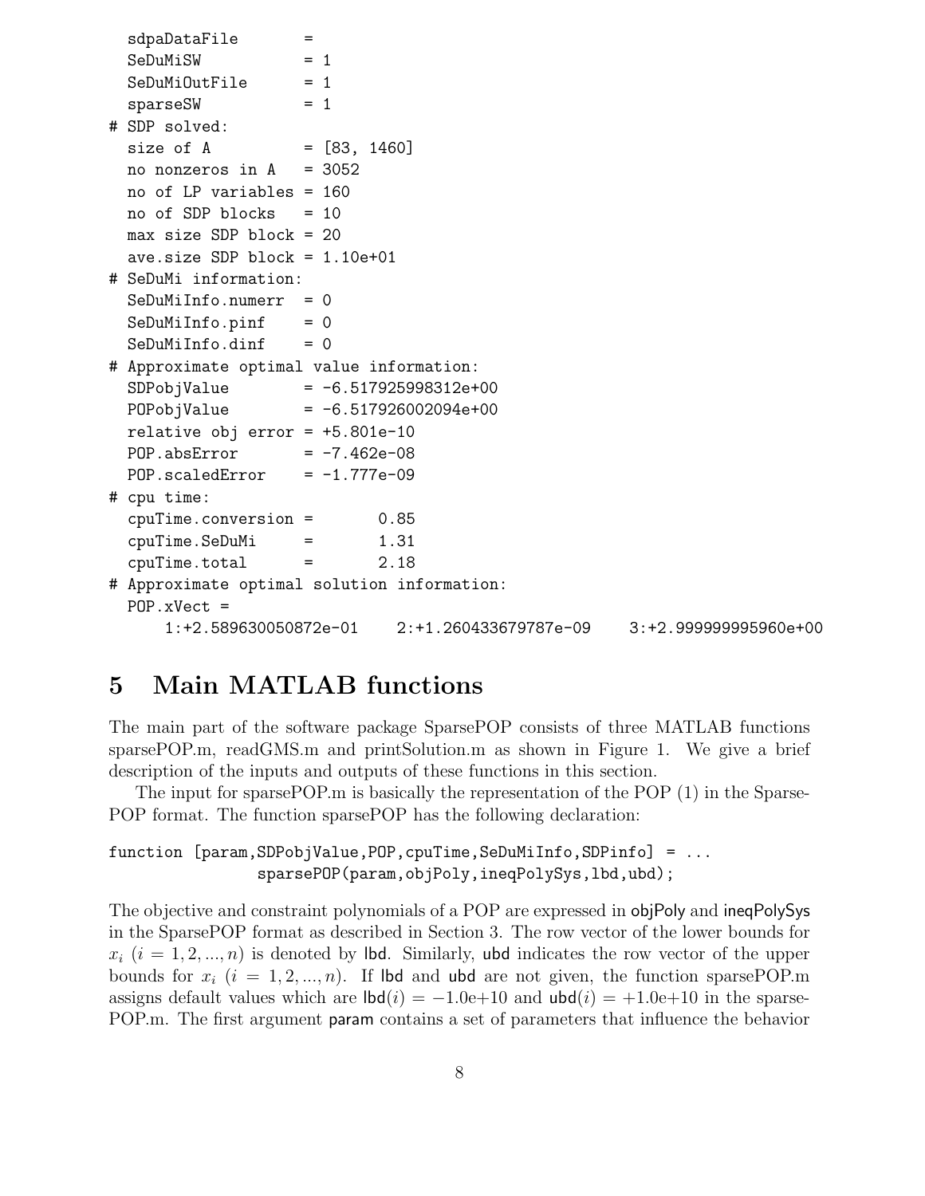```
  sdpaDataFile       =
  SeDuMiSW           = 1
  SeDuMiOutFile      = 1
  sparseSW           = 1
# SDP solved:
  size of A          = [83, 1460]
  no nonzeros in A   = 3052
  no of LP variables = 160
  no of SDP blocks   = 10
  max size SDP block = 20
  ave.size SDP block = 1.10e+01
# SeDuMi information:
  SeDuMiInfo.numerr  = 0
  SeDuMiInfo.pinf    = 0
  SeDuMiInfo.dinf    = 0
# Approximate optimal value information:
  SDPobjValue        = -6.517925998312e+00
  POPobjValue        = -6.517926002094e+00
  relative obj error = +5.801e-10
  POP.absError       = -7.462e-08
  POP.scaledError    = -1.777e-09
# cpu time:
  cpuTime.conversion =       0.85
  cpuTime.SeDuMi     =       1.31
  cpuTime.total      =       2.18
# Approximate optimal solution information:
  POP.xVect =
      1:+2.589630050872e-01    2:+1.260433679787e-09    3:+2.999999995960e+00
```

# 5 Main MATLAB functions

The main part of the software package SparsePOP consists of three MATLAB functions sparsePOP.m, readGMS.m and printSolution.m as shown in Figure 1. We give a brief description of the inputs and outputs of these functions in this section.

The input for sparsePOP.m is basically the representation of the POP (1) in the SparsePOP format. The function sparsePOP has the following declaration:

```
function [param,SDPobjValue,POP,cpuTime,SeDuMiInfo,SDPinfo] = ...
                sparsePOP(param,objPoly,ineqPolySys,lbd,ubd);
```

The objective and constraint polynomials of a POP are expressed in objPoly and ineqPolySys in the SparsePOP format as described in Section 3. The row vector of the lower bounds for $x_i$ $(i = 1, 2, ..., n)$ is denoted by lbd. Similarly, ubd indicates the row vector of the upper bounds for $x_i$ $(i = 1, 2, ..., n)$. If lbd and ubd are not given, the function sparsePOP.m assigns default values which are $\mathsf{lbd}(i) = -1.0\text{e}{+}10$ and $\mathsf{ubd}(i) = +1.0\text{e}{+}10$ in the sparsePOP.m. The first argument param contains a set of parameters that influence the behavior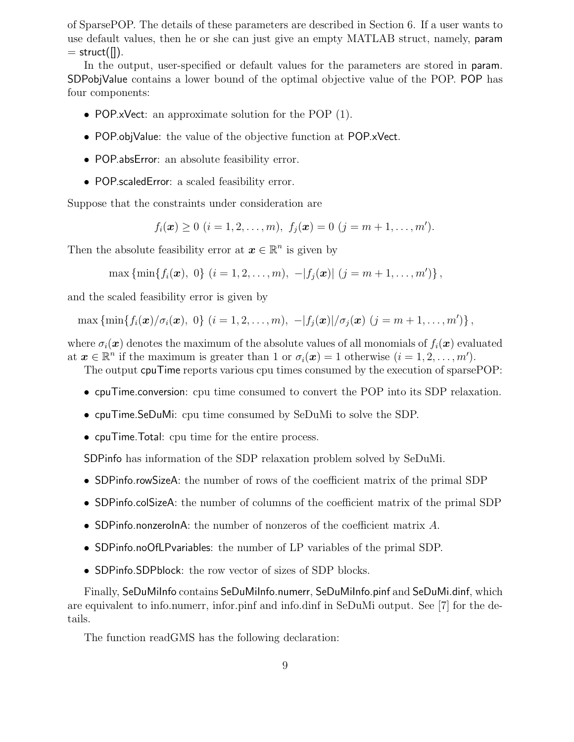of SparsePOP. The details of these parameters are described in Section 6. If a user wants to use default values, then he or she can just give an empty MATLAB struct, namely, param = struct([]).

In the output, user-specified or default values for the parameters are stored in param. SDPobjValue contains a lower bound of the optimal objective value of the POP. POP has four components:

- POP.xVect: an approximate solution for the POP (1).
- POP.objValue: the value of the objective function at POP.xVect.
- POP.absError: an absolute feasibility error.
- POP.scaledError: a scaled feasibility error.

Suppose that the constraints under consideration are

$$f_i(\boldsymbol{x}) \geq 0 \ (i = 1, 2, \ldots, m), \ f_j(\boldsymbol{x}) = 0 \ (j = m+1, \ldots, m').$$

Then the absolute feasibility error at $\boldsymbol{x} \in \mathbb{R}^n$ is given by

$$\max \left\{ \min\{f_i(\boldsymbol{x}), \ 0\} \ (i = 1, 2, \ldots, m), \ -|f_j(\boldsymbol{x})| \ (j = m+1, \ldots, m') \right\},$$

and the scaled feasibility error is given by

$$\max \left\{ \min\{f_i(\boldsymbol{x})/\sigma_i(\boldsymbol{x}), \ 0\} \ (i = 1, 2, \ldots, m), \ -|f_j(\boldsymbol{x})|/\sigma_j(\boldsymbol{x}) \ (j = m+1, \ldots, m') \right\},$$

where $\sigma_i(\boldsymbol{x})$ denotes the maximum of the absolute values of all monomials of $f_i(\boldsymbol{x})$ evaluated at $\boldsymbol{x} \in \mathbb{R}^n$ if the maximum is greater than 1 or $\sigma_i(\boldsymbol{x}) = 1$ otherwise $(i = 1, 2, \ldots, m')$.

The output cpuTime reports various cpu times consumed by the execution of sparsePOP:

- cpuTime.conversion: cpu time consumed to convert the POP into its SDP relaxation.
- cpuTime.SeDuMi: cpu time consumed by SeDuMi to solve the SDP.
- cpuTime.Total: cpu time for the entire process.

SDPinfo has information of the SDP relaxation problem solved by SeDuMi.

- SDPinfo.rowSizeA: the number of rows of the coefficient matrix of the primal SDP
- SDPinfo.colSizeA: the number of columns of the coefficient matrix of the primal SDP
- SDPinfo.nonzeroInA: the number of nonzeros of the coefficient matrix $A$.
- SDPinfo.noOfLPvariables: the number of LP variables of the primal SDP.
- SDPinfo.SDPblock: the row vector of sizes of SDP blocks.

Finally, SeDuMiInfo contains SeDuMiInfo.numerr, SeDuMiInfo.pinf and SeDuMi.dinf, which are equivalent to info.numerr, infor.pinf and info.dinf in SeDuMi output. See [7] for the details.

The function readGMS has the following declaration: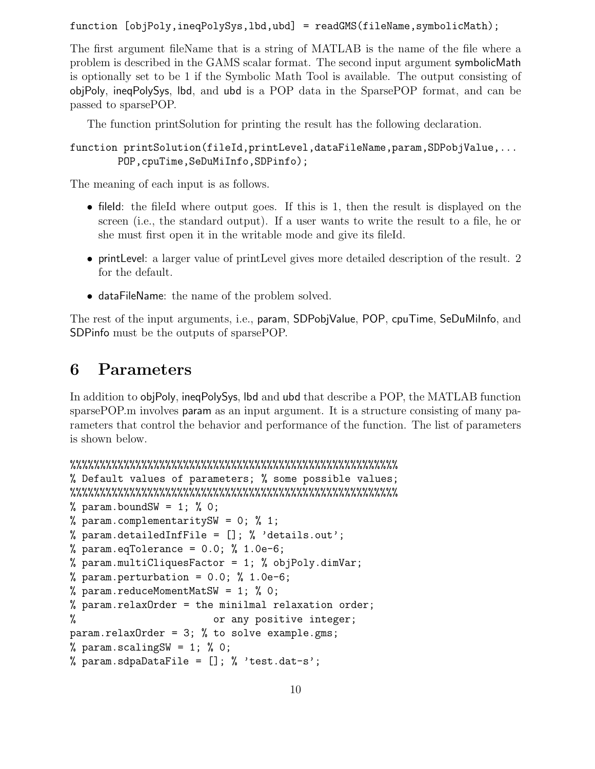```
function [objPoly,ineqPolySys,lbd,ubd] = readGMS(fileName,symbolicMath);
```

The first argument fileName that is a string of MATLAB is the name of the file where a problem is described in the GAMS scalar format. The second input argument symbolicMath is optionally set to be 1 if the Symbolic Math Tool is available. The output consisting of objPoly, ineqPolySys, lbd, and ubd is a POP data in the SparsePOP format, and can be passed to sparsePOP.

The function printSolution for printing the result has the following declaration.

```
function printSolution(fileId,printLevel,dataFileName,param,SDPobjValue,...
        POP,cpuTime,SeDuMiInfo,SDPinfo);
```

The meaning of each input is as follows.

- fileId: the fileId where output goes. If this is 1, then the result is displayed on the screen (i.e., the standard output). If a user wants to write the result to a file, he or she must first open it in the writable mode and give its fileId.
- printLevel: a larger value of printLevel gives more detailed description of the result. 2 for the default.
- dataFileName: the name of the problem solved.

The rest of the input arguments, i.e., param, SDPobjValue, POP, cpuTime, SeDuMiInfo, and SDPinfo must be the outputs of sparsePOP.

# 6 Parameters

In addition to objPoly, ineqPolySys, lbd and ubd that describe a POP, the MATLAB function sparsePOP.m involves param as an input argument. It is a structure consisting of many parameters that control the behavior and performance of the function. The list of parameters is shown below.

```
%%%%%%%%%%%%%%%%%%%%%%%%%%%%%%%%%%%%%%%%%%%%%%%%%%%%%%%%
% Default values of parameters; % some possible values;
%%%%%%%%%%%%%%%%%%%%%%%%%%%%%%%%%%%%%%%%%%%%%%%%%%%%%%%%
% param.boundSW = 1; % 0;
% param.complementaritySW = 0; % 1;
% param.detailedInfFile = []; % 'details.out';
% param.eqTolerance = 0.0; % 1.0e-6;
% param.multiCliquesFactor = 1; % objPoly.dimVar;
% param.perturbation = 0.0; % 1.0e-6;
% param.reduceMomentMatSW = 1; % 0;
% param.relaxOrder = the minilmal relaxation order;
%                    or any positive integer;
param.relaxOrder = 3; % to solve example.gms;
% param.scalingSW = 1; % 0;
% param.sdpaDataFile = []; % 'test.dat-s';
```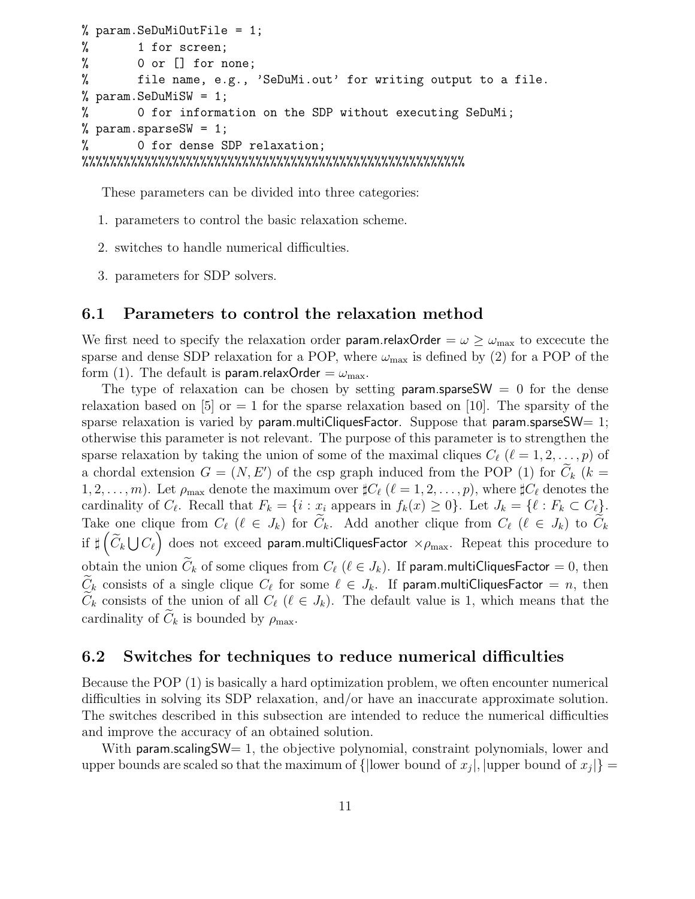```
% param.SeDuMiOutFile = 1;
%       1 for screen;
%       0 or [] for none;
%       file name, e.g., 'SeDuMi.out' for writing output to a file.
% param.SeDuMiSW = 1;
%       0 for information on the SDP without executing SeDuMi;
% param.sparseSW = 1;
%       0 for dense SDP relaxation;
%%%%%%%%%%%%%%%%%%%%%%%%%%%%%%%%%%%%%%%%%%%%%%%%%%%%%%%%%%%%%
```

These parameters can be divided into three categories:

1. parameters to control the basic relaxation scheme.
2. switches to handle numerical difficulties.
3. parameters for SDP solvers.

## 6.1 Parameters to control the relaxation method

We first need to specify the relaxation order param.relaxOrder $= \omega \geq \omega_{\max}$ to excecute the sparse and dense SDP relaxation for a POP, where $\omega_{\max}$ is defined by (2) for a POP of the form (1). The default is param.relaxOrder $= \omega_{\max}$.

The type of relaxation can be chosen by setting param.sparseSW $= 0$ for the dense relaxation based on [5] or $= 1$ for the sparse relaxation based on [10]. The sparsity of the sparse relaxation is varied by param.multiCliquesFactor. Suppose that param.sparseSW$= 1$; otherwise this parameter is not relevant. The purpose of this parameter is to strengthen the sparse relaxation by taking the union of some of the maximal cliques $C_\ell$ ($\ell = 1, 2, \ldots, p$) of a chordal extension $G = (N, E')$ of the csp graph induced from the POP (1) for $\widetilde{C}_k$ ($k = 1, 2, \ldots, m$). Let $\rho_{\max}$ denote the maximum over $\sharp C_\ell$ ($\ell = 1, 2, \ldots, p$), where $\sharp C_\ell$ denotes the cardinality of $C_\ell$. Recall that $F_k = \{i : x_i \text{ appears in } f_k(x) \geq 0\}$. Let $J_k = \{\ell : F_k \subset C_\ell\}$. Take one clique from $C_\ell$ ($\ell \in J_k$) for $\widetilde{C}_k$. Add another clique from $C_\ell$ ($\ell \in J_k$) to $\widetilde{C}_k$ if $\sharp\left(\widetilde{C}_k \bigcup C_\ell\right)$ does not exceed param.multiCliquesFactor $\times \rho_{\max}$. Repeat this procedure to obtain the union $\widetilde{C}_k$ of some cliques from $C_\ell$ ($\ell \in J_k$). If param.multiCliquesFactor $= 0$, then $\widetilde{C}_k$ consists of a single clique $C_\ell$ for some $\ell \in J_k$. If param.multiCliquesFactor $= n$, then $\widetilde{C}_k$ consists of the union of all $C_\ell$ ($\ell \in J_k$). The default value is 1, which means that the cardinality of $\widetilde{C}_k$ is bounded by $\rho_{\max}$.

## 6.2 Switches for techniques to reduce numerical difficulties

Because the POP (1) is basically a hard optimization problem, we often encounter numerical difficulties in solving its SDP relaxation, and/or have an inaccurate approximate solution. The switches described in this subsection are intended to reduce the numerical difficulties and improve the accuracy of an obtained solution.

With param.scalingSW$= 1$, the objective polynomial, constraint polynomials, lower and upper bounds are scaled so that the maximum of $\{|\text{lower bound of } x_j|, |\text{upper bound of } x_j|\} =$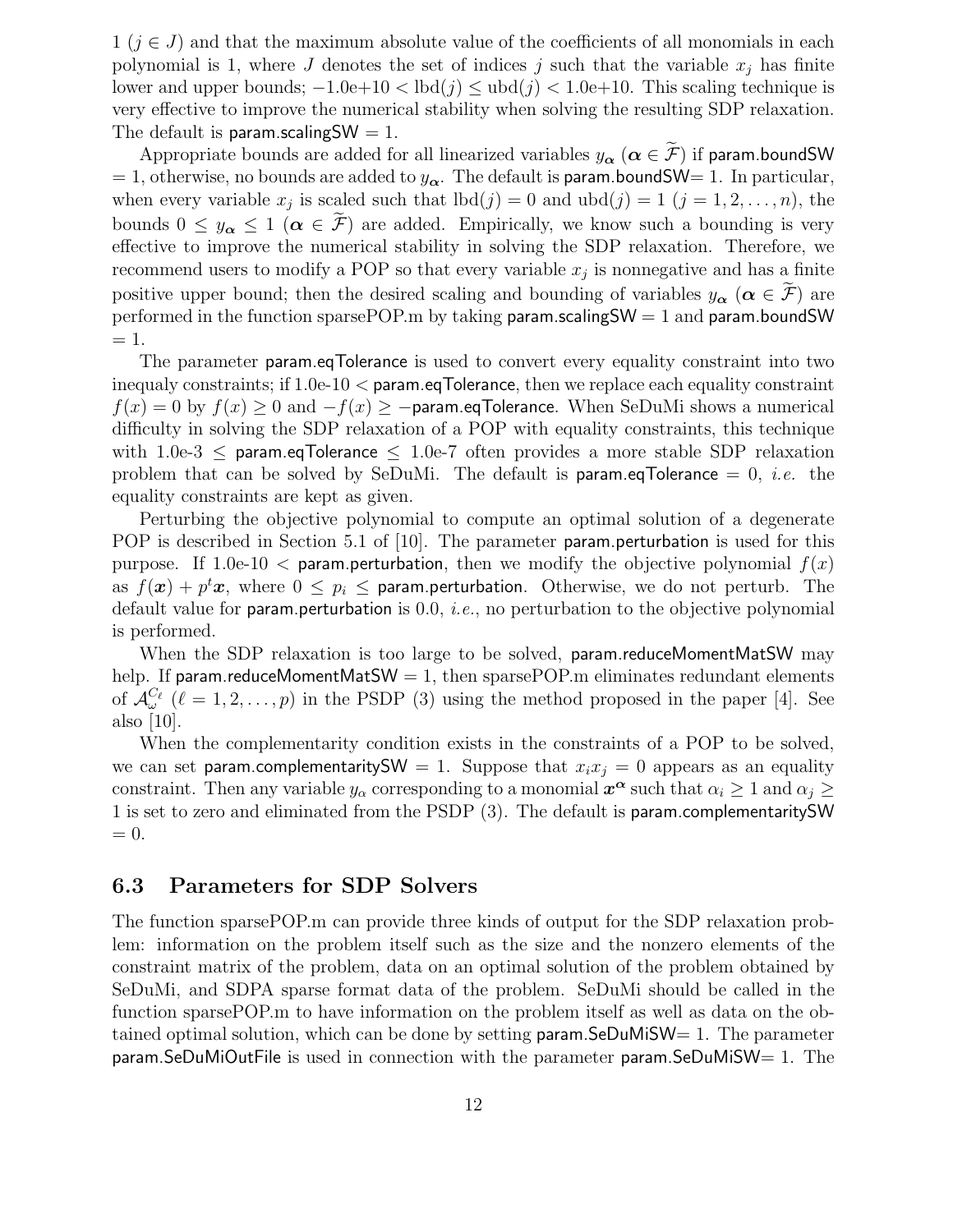1 ($j \in J$) and that the maximum absolute value of the coefficients of all monomials in each polynomial is 1, where $J$ denotes the set of indices $j$ such that the variable $x_j$ has finite lower and upper bounds; $-1.0\text{e}{+}10 < \text{lbd}(j) \leq \text{ubd}(j) < 1.0\text{e}{+}10$. This scaling technique is very effective to improve the numerical stability when solving the resulting SDP relaxation. The default is param.scalingSW = 1.

Appropriate bounds are added for all linearized variables $y_{\boldsymbol{\alpha}}$ ($\boldsymbol{\alpha} \in \widetilde{\mathcal{F}}$) if param.boundSW = 1, otherwise, no bounds are added to $y_{\boldsymbol{\alpha}}$. The default is param.boundSW= 1. In particular, when every variable $x_j$ is scaled such that $\text{lbd}(j) = 0$ and $\text{ubd}(j) = 1$ ($j = 1, 2, \ldots, n$), the bounds $0 \leq y_{\boldsymbol{\alpha}} \leq 1$ ($\boldsymbol{\alpha} \in \widetilde{\mathcal{F}}$) are added. Empirically, we know such a bounding is very effective to improve the numerical stability in solving the SDP relaxation. Therefore, we recommend users to modify a POP so that every variable $x_j$ is nonnegative and has a finite positive upper bound; then the desired scaling and bounding of variables $y_{\boldsymbol{\alpha}}$ ($\boldsymbol{\alpha} \in \widetilde{\mathcal{F}}$) are performed in the function sparsePOP.m by taking param.scalingSW = 1 and param.boundSW = 1.

The parameter param.eqTolerance is used to convert every equality constraint into two inequaly constraints; if 1.0e-10 < param.eqTolerance, then we replace each equality constraint $f(x) = 0$ by $f(x) \geq 0$ and $-f(x) \geq -$param.eqTolerance. When SeDuMi shows a numerical difficulty in solving the SDP relaxation of a POP with equality constraints, this technique with 1.0e-3 $\leq$ param.eqTolerance $\leq$ 1.0e-7 often provides a more stable SDP relaxation problem that can be solved by SeDuMi. The default is param.eqTolerance = 0, *i.e.* the equality constraints are kept as given.

Perturbing the objective polynomial to compute an optimal solution of a degenerate POP is described in Section 5.1 of [10]. The parameter param.perturbation is used for this purpose. If 1.0e-10 < param.perturbation, then we modify the objective polynomial $f(x)$ as $f(\boldsymbol{x}) + p^t\boldsymbol{x}$, where $0 \leq p_i \leq$ param.perturbation. Otherwise, we do not perturb. The default value for param.perturbation is 0.0, *i.e.*, no perturbation to the objective polynomial is performed.

When the SDP relaxation is too large to be solved, param.reduceMomentMatSW may help. If param.reduceMomentMatSW = 1, then sparsePOP.m eliminates redundant elements of $\mathcal{A}^{C_\ell}_{\omega}$ ($\ell = 1, 2, \ldots, p$) in the PSDP (3) using the method proposed in the paper [4]. See also [10].

When the complementarity condition exists in the constraints of a POP to be solved, we can set param.complementaritySW = 1. Suppose that $x_i x_j = 0$ appears as an equality constraint. Then any variable $y_\alpha$ corresponding to a monomial $\boldsymbol{x}^{\boldsymbol{\alpha}}$ such that $\alpha_i \geq 1$ and $\alpha_j \geq 1$ is set to zero and eliminated from the PSDP (3). The default is param.complementaritySW = 0.

### 6.3 Parameters for SDP Solvers

The function sparsePOP.m can provide three kinds of output for the SDP relaxation problem: information on the problem itself such as the size and the nonzero elements of the constraint matrix of the problem, data on an optimal solution of the problem obtained by SeDuMi, and SDPA sparse format data of the problem. SeDuMi should be called in the function sparsePOP.m to have information on the problem itself as well as data on the obtained optimal solution, which can be done by setting param.SeDuMiSW= 1. The parameter param.SeDuMiOutFile is used in connection with the parameter param.SeDuMiSW= 1. The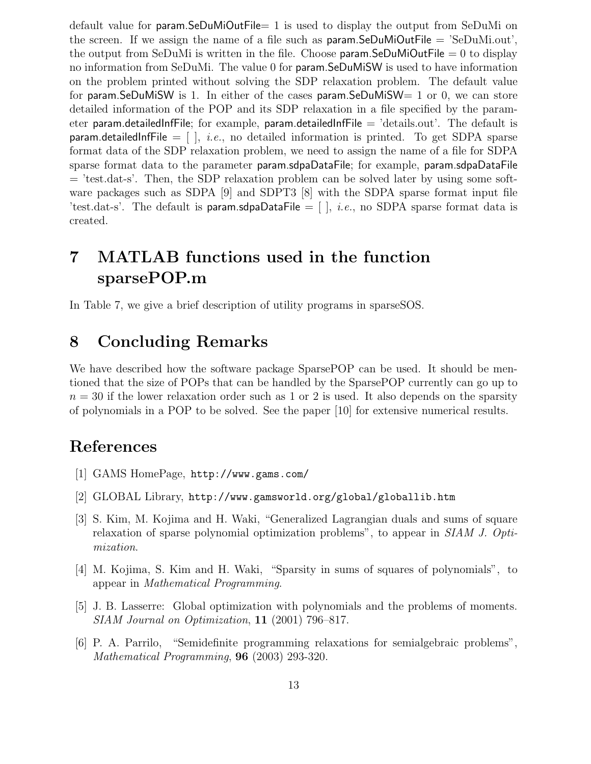default value for param.SeDuMiOutFile= 1 is used to display the output from SeDuMi on the screen. If we assign the name of a file such as param.SeDuMiOutFile = 'SeDuMi.out', the output from SeDuMi is written in the file. Choose param.SeDuMiOutFile = 0 to display no information from SeDuMi. The value 0 for param.SeDuMiSW is used to have information on the problem printed without solving the SDP relaxation problem. The default value for param.SeDuMiSW is 1. In either of the cases param.SeDuMiSW= 1 or 0, we can store detailed information of the POP and its SDP relaxation in a file specified by the parameter param.detailedInfFile; for example, param.detailedInfFile = 'details.out'. The default is param.detailedInfFile = [ ], *i.e.*, no detailed information is printed. To get SDPA sparse format data of the SDP relaxation problem, we need to assign the name of a file for SDPA sparse format data to the parameter param.sdpaDataFile; for example, param.sdpaDataFile = 'test.dat-s'. Then, the SDP relaxation problem can be solved later by using some software packages such as SDPA [9] and SDPT3 [8] with the SDPA sparse format input file 'test.dat-s'. The default is param.sdpaDataFile = [ ], *i.e.*, no SDPA sparse format data is created.

# 7 MATLAB functions used in the function sparsePOP.m

In Table 7, we give a brief description of utility programs in sparseSOS.

# 8 Concluding Remarks

We have described how the software package SparsePOP can be used. It should be mentioned that the size of POPs that can be handled by the SparsePOP currently can go up to $n = 30$ if the lower relaxation order such as 1 or 2 is used. It also depends on the sparsity of polynomials in a POP to be solved. See the paper [10] for extensive numerical results.

# References

[1] GAMS HomePage, `http://www.gams.com/`

[2] GLOBAL Library, `http://www.gamsworld.org/global/globallib.htm`

[3] S. Kim, M. Kojima and H. Waki, "Generalized Lagrangian duals and sums of square relaxation of sparse polynomial optimization problems", to appear in *SIAM J. Optimization*.

[4] M. Kojima, S. Kim and H. Waki, "Sparsity in sums of squares of polynomials", to appear in *Mathematical Programming*.

[5] J. B. Lasserre: Global optimization with polynomials and the problems of moments. *SIAM Journal on Optimization*, **11** (2001) 796–817.

[6] P. A. Parrilo, "Semidefinite programming relaxations for semialgebraic problems", *Mathematical Programming*, **96** (2003) 293-320.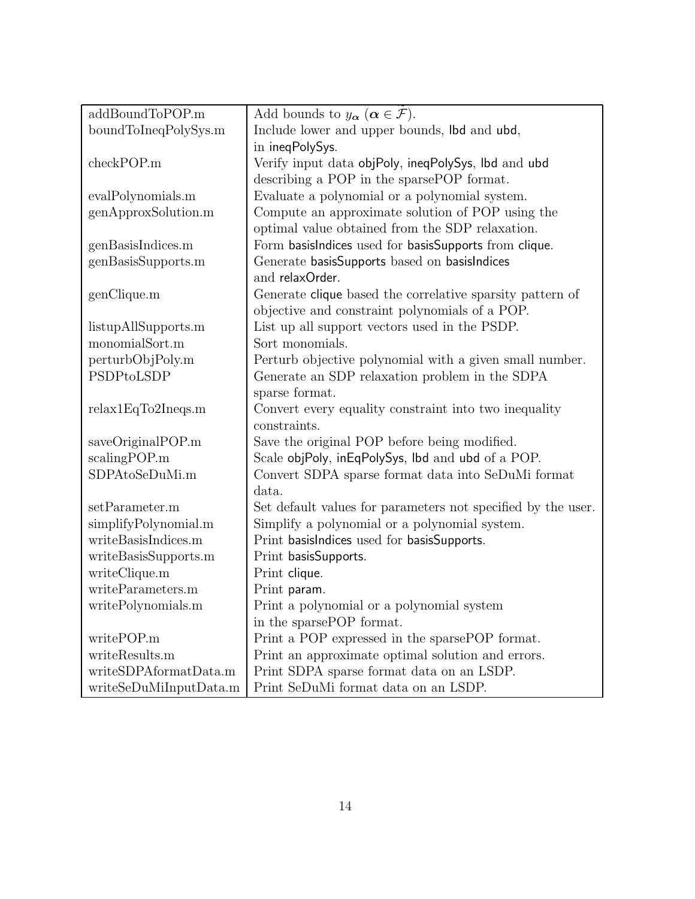| | |
|---|---|
| addBoundToPOP.m | Add bounds to $y_{\boldsymbol{\alpha}}$ ($\boldsymbol{\alpha} \in \widetilde{\mathcal{F}}$). |
| boundToIneqPolySys.m | Include lower and upper bounds, lbd and ubd, in ineqPolySys. |
| checkPOP.m | Verify input data objPoly, ineqPolySys, lbd and ubd describing a POP in the sparsePOP format. |
| evalPolynomials.m | Evaluate a polynomial or a polynomial system. |
| genApproxSolution.m | Compute an approximate solution of POP using the optimal value obtained from the SDP relaxation. |
| genBasisIndices.m | Form basisIndices used for basisSupports from clique. |
| genBasisSupports.m | Generate basisSupports based on basisIndices and relaxOrder. |
| genClique.m | Generate clique based the correlative sparsity pattern of objective and constraint polynomials of a POP. |
| listupAllSupports.m | List up all support vectors used in the PSDP. |
| monomialSort.m | Sort monomials. |
| perturbObjPoly.m | Perturb objective polynomial with a given small number. |
| PSDPtoLSDP | Generate an SDP relaxation problem in the SDPA sparse format. |
| relax1EqTo2Ineqs.m | Convert every equality constraint into two inequality constraints. |
| saveOriginalPOP.m | Save the original POP before being modified. |
| scalingPOP.m | Scale objPoly, inEqPolySys, lbd and ubd of a POP. |
| SDPAtoSeDuMi.m | Convert SDPA sparse format data into SeDuMi format data. |
| setParameter.m | Set default values for parameters not specified by the user. |
| simplifyPolynomial.m | Simplify a polynomial or a polynomial system. |
| writeBasisIndices.m | Print basisIndices used for basisSupports. |
| writeBasisSupports.m | Print basisSupports. |
| writeClique.m | Print clique. |
| writeParameters.m | Print param. |
| writePolynomials.m | Print a polynomial or a polynomial system in the sparsePOP format. |
| writePOP.m | Print a POP expressed in the sparsePOP format. |
| writeResults.m | Print an approximate optimal solution and errors. |
| writeSDPAformatData.m | Print SDPA sparse format data on an LSDP. |
| writeSeDuMiInputData.m | Print SeDuMi format data on an LSDP. |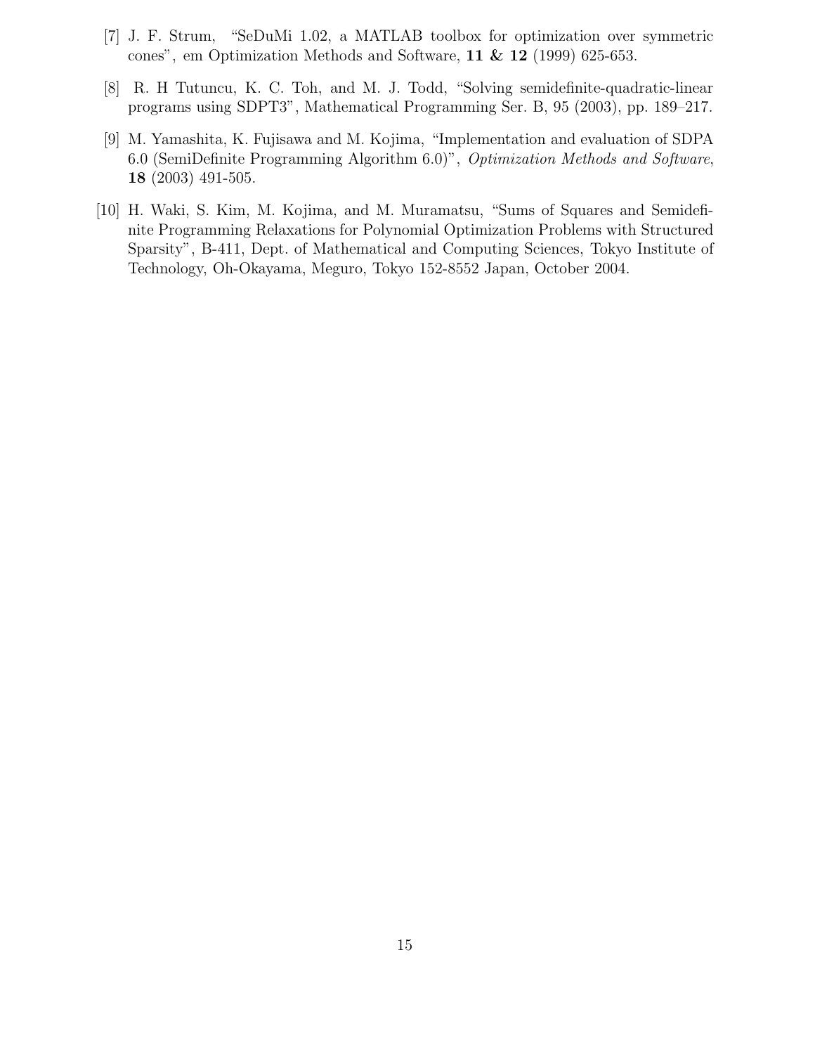[7] J. F. Strum, "SeDuMi 1.02, a MATLAB toolbox for optimization over symmetric cones", em Optimization Methods and Software, **11 & 12** (1999) 625-653.

[8] R. H Tutuncu, K. C. Toh, and M. J. Todd, "Solving semidefinite-quadratic-linear programs using SDPT3", Mathematical Programming Ser. B, 95 (2003), pp. 189–217.

[9] M. Yamashita, K. Fujisawa and M. Kojima, "Implementation and evaluation of SDPA 6.0 (SemiDefinite Programming Algorithm 6.0)", *Optimization Methods and Software*, **18** (2003) 491-505.

[10] H. Waki, S. Kim, M. Kojima, and M. Muramatsu, "Sums of Squares and Semidefinite Programming Relaxations for Polynomial Optimization Problems with Structured Sparsity", B-411, Dept. of Mathematical and Computing Sciences, Tokyo Institute of Technology, Oh-Okayama, Meguro, Tokyo 152-8552 Japan, October 2004.